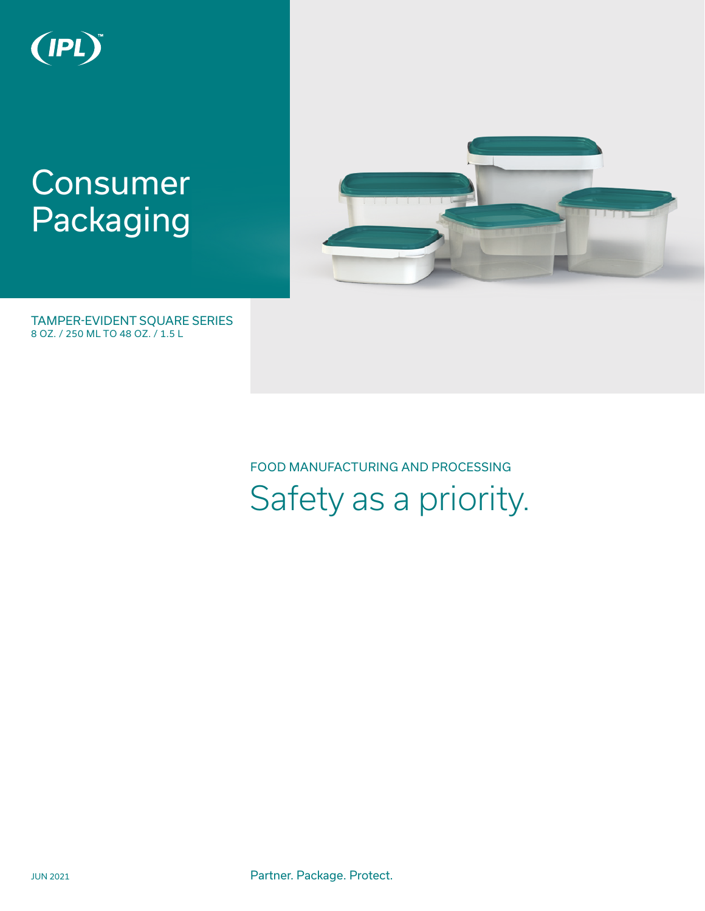(IPL)™

# Consumer Packaging

TAMPER-EVIDENT SQUARE SERIES
8 OZ. / 250 ML TO 48 OZ. / 1.5 L

FOOD MANUFACTURING AND PROCESSING

## Safety as a priority.

JUN 2021

Partner. Package. Protect.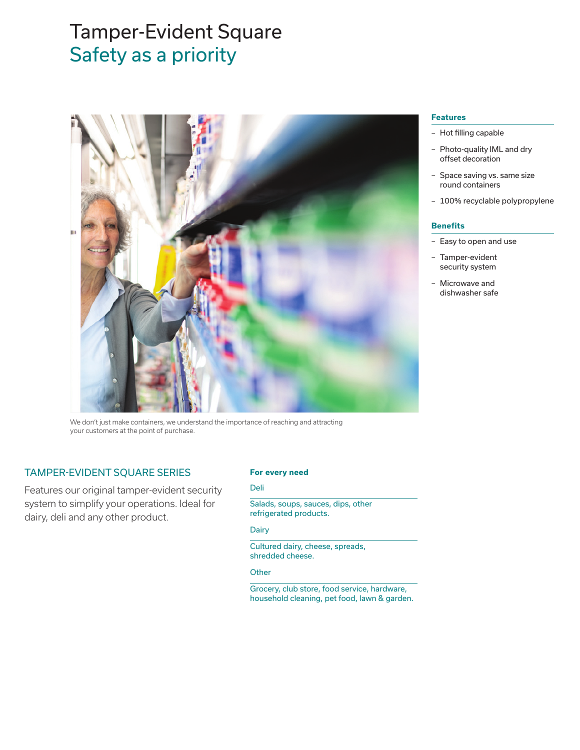# Tamper-Evident Square
## Safety as a priority

We don't just make containers, we understand the importance of reaching and attracting your customers at the point of purchase.

### Features

- Hot filling capable
- Photo-quality IML and dry offset decoration
- Space saving vs. same size round containers
- 100% recyclable polypropylene

### Benefits

- Easy to open and use
- Tamper-evident security system
- Microwave and dishwasher safe

## TAMPER-EVIDENT SQUARE SERIES

Features our original tamper-evident security system to simplify your operations. Ideal for dairy, deli and any other product.

### For every need

**Deli**

Salads, soups, sauces, dips, other refrigerated products.

**Dairy**

Cultured dairy, cheese, spreads, shredded cheese.

**Other**

Grocery, club store, food service, hardware, household cleaning, pet food, lawn & garden.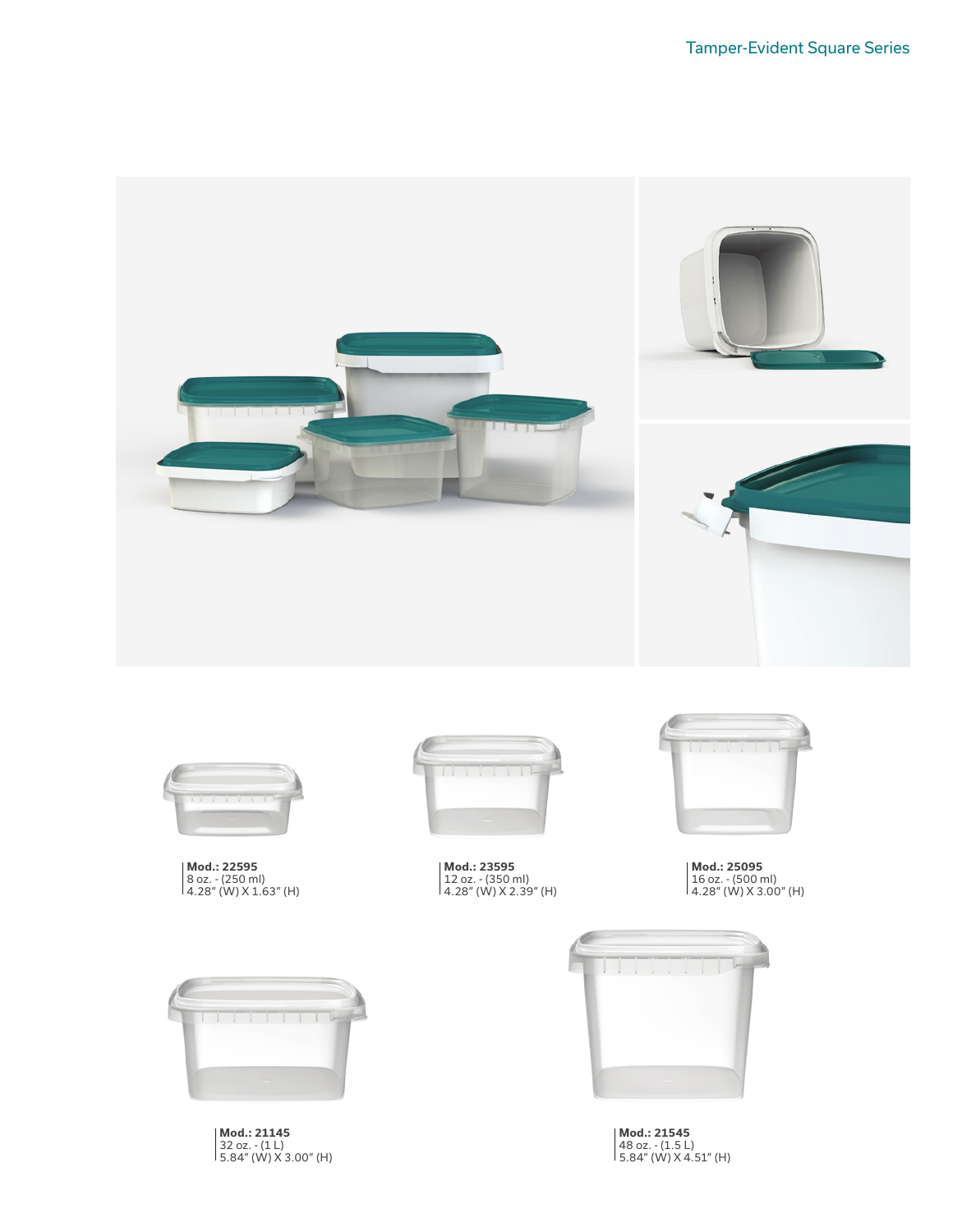# Tamper-Evident Square Series

**Mod.: 22595**
8 oz. - (250 ml)
4.28" (W) X 1.63" (H)

**Mod.: 23595**
12 oz. - (350 ml)
4.28" (W) X 2.39" (H)

**Mod.: 25095**
16 oz. - (500 ml)
4.28" (W) X 3.00" (H)

**Mod.: 21145**
32 oz. - (1 L)
5.84" (W) X 3.00" (H)

**Mod.: 21545**
48 oz. - (1.5 L)
5.84" (W) X 4.51" (H)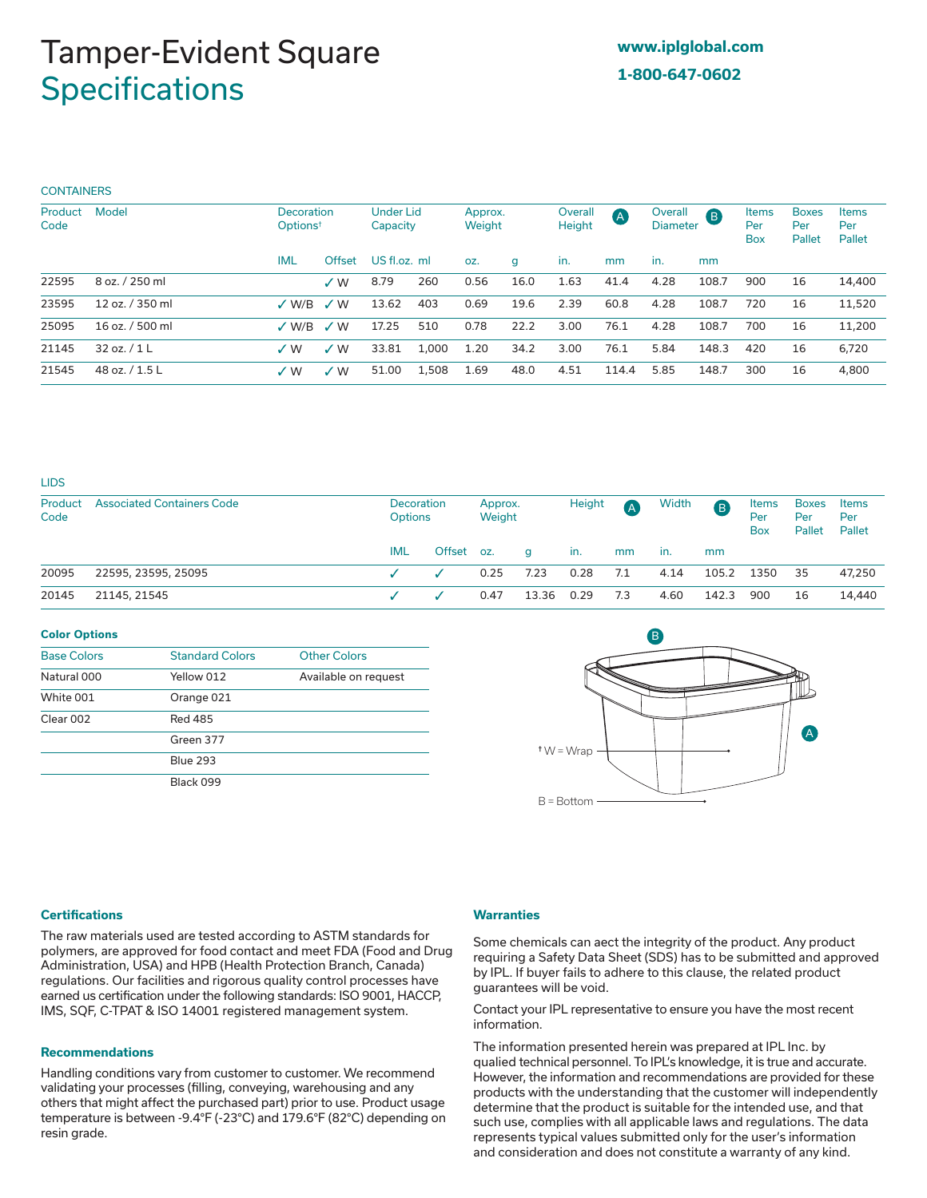# Tamper-Evident Square
## Specifications

**www.iplglobal.com**

**1-800-647-0602**

CONTAINERS

| Product Code | Model | Decoration Options† | | Under Lid Capacity | | Approx. Weight | | Overall Height Ⓐ | | Overall Diameter Ⓑ | | Items Per Box | Boxes Per Pallet | Items Per Pallet |
|---|---|---|---|---|---|---|---|---|---|---|---|---|---|---|
| | | IML | Offset | US fl.oz. | ml | oz. | g | in. | mm | in. | mm | | | |
| 22595 | 8 oz. / 250 ml | | ✓ W | 8.79 | 260 | 0.56 | 16.0 | 1.63 | 41.4 | 4.28 | 108.7 | 900 | 16 | 14,400 |
| 23595 | 12 oz. / 350 ml | ✓ W/B | ✓ W | 13.62 | 403 | 0.69 | 19.6 | 2.39 | 60.8 | 4.28 | 108.7 | 720 | 16 | 11,520 |
| 25095 | 16 oz. / 500 ml | ✓ W/B | ✓ W | 17.25 | 510 | 0.78 | 22.2 | 3.00 | 76.1 | 4.28 | 108.7 | 700 | 16 | 11,200 |
| 21145 | 32 oz. / 1 L | ✓ W | ✓ W | 33.81 | 1,000 | 1.20 | 34.2 | 3.00 | 76.1 | 5.84 | 148.3 | 420 | 16 | 6,720 |
| 21545 | 48 oz. / 1.5 L | ✓ W | ✓ W | 51.00 | 1,508 | 1.69 | 48.0 | 4.51 | 114.4 | 5.85 | 148.7 | 300 | 16 | 4,800 |

LIDS

| Product Code | Associated Containers Code | Decoration Options | | Approx. Weight | | Height Ⓐ | | Width Ⓑ | | Items Per Box | Boxes Per Pallet | Items Per Pallet |
|---|---|---|---|---|---|---|---|---|---|---|---|---|
| | | IML | Offset | oz. | g | in. | mm | in. | mm | | | |
| 20095 | 22595, 23595, 25095 | ✓ | ✓ | 0.25 | 7.23 | 0.28 | 7.1 | 4.14 | 105.2 | 1350 | 35 | 47,250 |
| 20145 | 21145, 21545 | ✓ | ✓ | 0.47 | 13.36 | 0.29 | 7.3 | 4.60 | 142.3 | 900 | 16 | 14,440 |

**Color Options**

| Base Colors | Standard Colors | Other Colors |
|---|---|---|
| Natural 000 | Yellow 012 | Available on request |
| White 001 | Orange 021 | |
| Clear 002 | Red 485 | |
| | Green 377 | |
| | Blue 293 | |
| | Black 099 | |

B

A

† W = Wrap

B = Bottom

### Certifications

The raw materials used are tested according to ASTM standards for polymers, are approved for food contact and meet FDA (Food and Drug Administration, USA) and HPB (Health Protection Branch, Canada) regulations. Our facilities and rigorous quality control processes have earned us certification under the following standards: ISO 9001, HACCP, IMS, SQF, C-TPAT & ISO 14001 registered management system.

### Recommendations

Handling conditions vary from customer to customer. We recommend validating your processes (filling, conveying, warehousing and any others that might affect the purchased part) prior to use. Product usage temperature is between -9.4°F (-23°C) and 179.6°F (82°C) depending on resin grade.

### Warranties

Some chemicals can aect the integrity of the product. Any product requiring a Safety Data Sheet (SDS) has to be submitted and approved by IPL. If buyer fails to adhere to this clause, the related product guarantees will be void.

Contact your IPL representative to ensure you have the most recent information.

The information presented herein was prepared at IPL Inc. by qualied technical personnel. To IPL's knowledge, it is true and accurate. However, the information and recommendations are provided for these products with the understanding that the customer will independently determine that the product is suitable for the intended use, and that such use, complies with all applicable laws and regulations. The data represents typical values submitted only for the user's information and consideration and does not constitute a warranty of any kind.